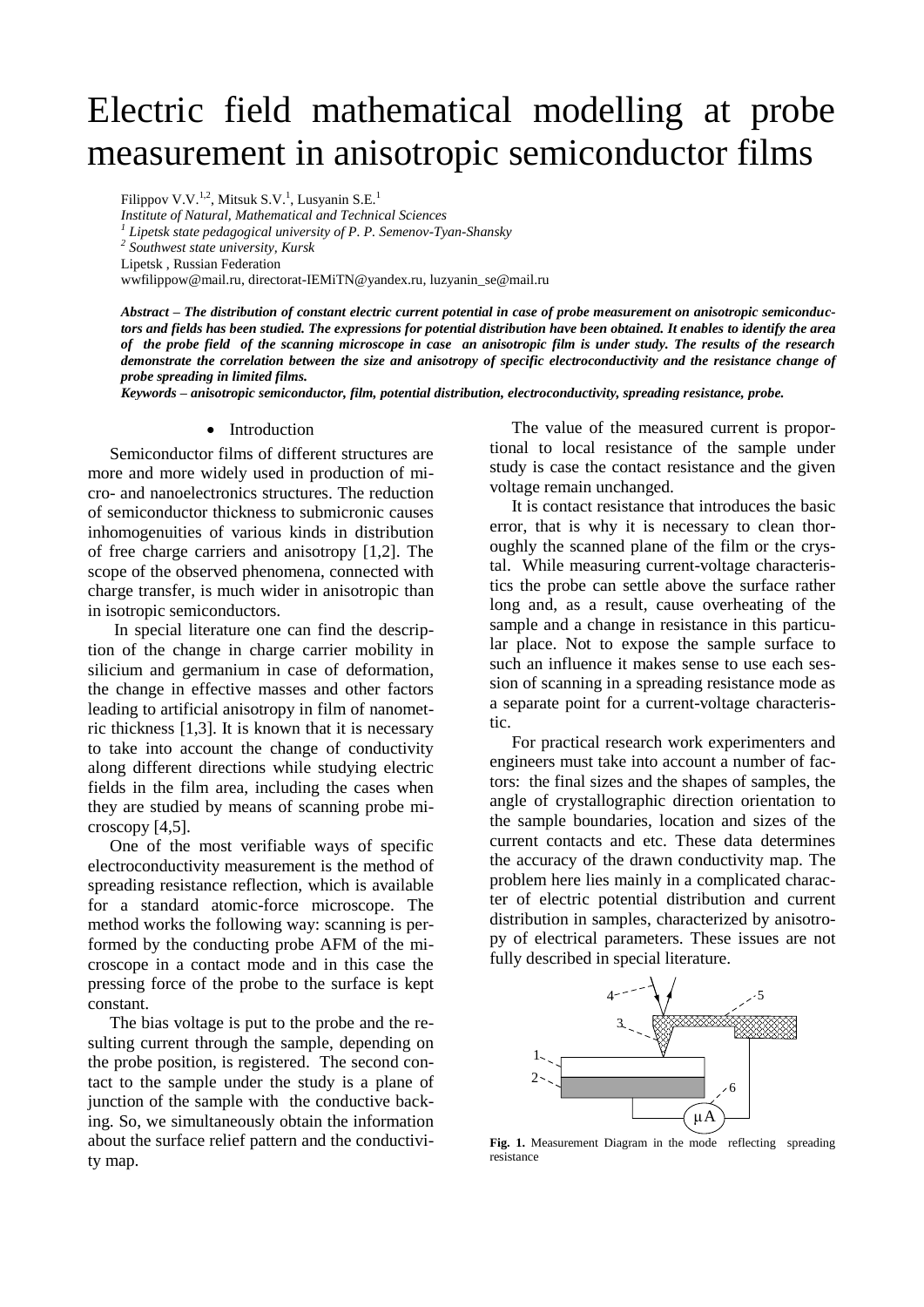# Electric field mathematical modelling at probe measurement in anisotropic semiconductor films

Filippov V.V.[1,2], Mitsuk S.V.[1], Lusyanin S.E.[1]

*Institute of Natural, Mathematical and Technical Sciences*

*[1] Lipetsk state pedagogical university of P. P. Semenov-Tyan-Shansky*

*[2] Southwest state university, Kursk*

Lipetsk , Russian Federation

wwfilippow@mail.ru, directorat-IEMiTN@yandex.ru, luzyanin_se@mail.ru

***Abstract – The distribution of constant electric current potential in case of probe measurement on anisotropic semiconductors and fields has been studied. The expressions for potential distribution have been obtained. It enables to identify the area of the probe field of the scanning microscope in case an anisotropic film is under study. The results of the research demonstrate the correlation between the size and anisotropy of specific electroconductivity and the resistance change of probe spreading in limited films.***

***Keywords – anisotropic semiconductor, film, potential distribution, electroconductivity, spreading resistance, probe.***

- Introduction

Semiconductor films of different structures are more and more widely used in production of micro- and nanoelectronics structures. The reduction of semiconductor thickness to submicronic causes inhomogenuities of various kinds in distribution of free charge carriers and anisotropy [1,2]. The scope of the observed phenomena, connected with charge transfer, is much wider in anisotropic than in isotropic semiconductors.

In special literature one can find the description of the change in charge carrier mobility in silicium and germanium in case of deformation, the change in effective masses and other factors leading to artificial anisotropy in film of nanometric thickness [1,3]. It is known that it is necessary to take into account the change of conductivity along different directions while studying electric fields in the film area, including the cases when they are studied by means of scanning probe microscopy [4,5].

One of the most verifiable ways of specific electroconductivity measurement is the method of spreading resistance reflection, which is available for a standard atomic-force microscope. The method works the following way: scanning is performed by the conducting probe AFM of the microscope in a contact mode and in this case the pressing force of the probe to the surface is kept constant.

The bias voltage is put to the probe and the resulting current through the sample, depending on the probe position, is registered. The second contact to the sample under the study is a plane of junction of the sample with the conductive backing. So, we simultaneously obtain the information about the surface relief pattern and the conductivity map.

The value of the measured current is proportional to local resistance of the sample under study is case the contact resistance and the given voltage remain unchanged.

It is contact resistance that introduces the basic error, that is why it is necessary to clean thoroughly the scanned plane of the film or the crystal. While measuring current-voltage characteristics the probe can settle above the surface rather long and, as a result, cause overheating of the sample and a change in resistance in this particular place. Not to expose the sample surface to such an influence it makes sense to use each session of scanning in a spreading resistance mode as a separate point for a current-voltage characteristic.

For practical research work experimenters and engineers must take into account a number of factors: the final sizes and the shapes of samples, the angle of crystallographic direction orientation to the sample boundaries, location and sizes of the current contacts and etc. These data determines the accuracy of the drawn conductivity map. The problem here lies mainly in a complicated character of electric potential distribution and current distribution in samples, characterized by anisotropy of electrical parameters. These issues are not fully described in special literature.

4
5
3
1
2
6
μA

**Fig. 1.** Measurement Diagram in the mode reflecting spreading resistance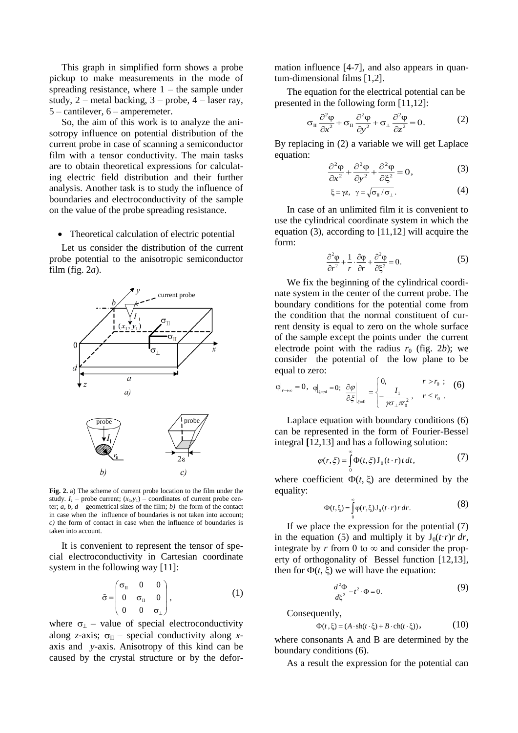This graph in simplified form shows a probe pickup to make measurements in the mode of spreading resistance, where 1 – the sample under study, 2 – metal backing, 3 – probe, 4 – laser ray, 5 – cantilever, 6 – amperemeter.

So, the aim of this work is to analyze the anisotropy influence on potential distribution of the current probe in case of scanning a semiconductor film with a tensor conductivity. The main tasks are to obtain theoretical expressions for calculating electric field distribution and their further analysis. Another task is to study the influence of boundaries and electroconductivity of the sample on the value of the probe spreading resistance.

- Theoretical calculation of electric potential

Let us consider the distribution of the current probe potential to the anisotropic semiconductor film (fig. 2*a*).

**Fig. 2.** a) The scheme of current probe location to the film under the study. $I_1$ – probe current; $(x_1,y_1)$ – coordinates of current probe center; $a$, $b$, $d$ – geometrical sizes of the film; *b)* the form of the contact in case when the influence of boundaries is not taken into account; *c)* the form of contact in case when the influence of boundaries is taken into account.

It is convenient to represent the tensor of special electroconductivity in Cartesian coordinate system in the following way [11]:

$$\bar{\sigma} = \begin{pmatrix} \sigma_{II} & 0 & 0 \\ 0 & \sigma_{II} & 0 \\ 0 & 0 & \sigma_{\perp} \end{pmatrix}, \tag{1}$$

where $\sigma_{\perp}$ – value of special electroconductivity along $z$-axis; $\sigma_{II}$ – special conductivity along $x$-axis and $y$-axis. Anisotropy of this kind can be caused by the crystal structure or by the deformation influence [4-7], and also appears in quantum-dimensional films [1,2].

The equation for the electrical potential can be presented in the following form [11,12]:

$$\sigma_{II}\frac{\partial^2\varphi}{\partial x^2} + \sigma_{II}\frac{\partial^2\varphi}{\partial y^2} + \sigma_{\perp}\frac{\partial^2\varphi}{\partial z^2} = 0. \tag{2}$$

By replacing in (2) a variable we will get Laplace equation:

$$\frac{\partial^2\varphi}{\partial x^2} + \frac{\partial^2\varphi}{\partial y^2} + \frac{\partial^2\varphi}{\partial \xi^2} = 0, \tag{3}$$

$$\xi = \gamma z, \quad \gamma = \sqrt{\sigma_{II}/\sigma_{\perp}}. \tag{4}$$

In case of an unlimited film it is convenient to use the cylindrical coordinate system in which the equation (3), according to [11,12] will acquire the form:

$$\frac{\partial^2\varphi}{\partial r^2} + \frac{1}{r}\cdot\frac{\partial\varphi}{\partial r} + \frac{\partial^2\varphi}{\partial \xi^2} = 0. \tag{5}$$

We fix the beginning of the cylindrical coordinate system in the center of the current probe. The boundary conditions for the potential come from the condition that the normal constituent of current density is equal to zero on the whole surface of the sample except the points under the current electrode point with the radius $r_0$ (fig. 2*b*); we consider the potential of the low plane to be equal to zero:

$$\varphi\big|_{r\to\infty} = 0, \quad \varphi\big|_{\xi=\gamma d} = 0; \quad \left.\frac{\partial\varphi}{\partial\xi}\right|_{\xi=0} = \begin{cases} 0, & r > r_0\,; \\ -\dfrac{I_1}{\gamma\sigma_{\perp}\pi r_0^2}, & r \le r_0\,. \end{cases} \tag{6}$$

Laplace equation with boundary conditions (6) can be represented in the form of Fourier-Bessel integral [12,13] and has a following solution:

$$\varphi(r,\xi) = \int_0^{\infty}\Phi(t,\xi)\,\mathrm{J}_0(t\cdot r)\,t\,dt, \tag{7}$$

where coefficient $\Phi(t, \xi)$ are determined by the equality:

$$\Phi(t,\xi) = \int_0^{\infty}\varphi(r,\xi)\,\mathrm{J}_0(t\cdot r)\,r\,dr. \tag{8}$$

If we place the expression for the potential (7) in the equation (5) and multiply it by $\mathrm{J}_0(t\cdot r)r\,dr$, integrate by $r$ from 0 to $\infty$ and consider the property of orthogonality of Bessel function [12,13], then for $\Phi(t, \xi)$ we will have the equation:

$$\frac{d^2\Phi}{d\xi^2} - t^2\cdot\Phi = 0. \tag{9}$$

Consequently,

$$\Phi(t,\xi) = (A\cdot\mathrm{sh}(t\cdot\xi) + B\cdot\mathrm{ch}(t\cdot\xi)), \tag{10}$$

where consonants A and B are determined by the boundary conditions (6).

As a result the expression for the potential can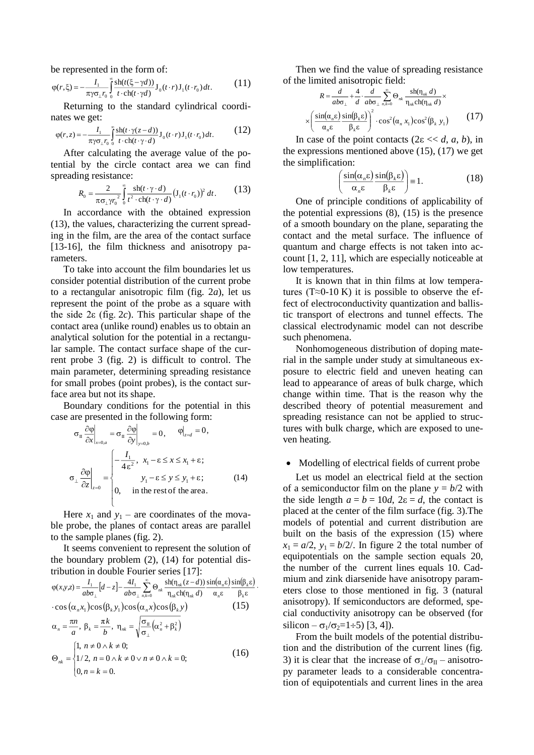be represented in the form of:

$$\varphi(r,\xi) = -\frac{I_1}{\pi\gamma\sigma_\perp r_0}\int_0^\infty \frac{\mathrm{sh}(t(\xi-\gamma d))}{t\cdot \mathrm{ch}(t\cdot\gamma d)} \mathrm{J}_0(t\cdot r)\mathrm{J}_1(t\cdot r_0)\,dt. \qquad (11)$$

Returning to the standard cylindrical coordinates we get:

$$\varphi(r,z) = -\frac{I_1}{\pi\gamma\sigma_\perp r_0}\int_0^\infty \frac{\mathrm{sh}(t\cdot\gamma(z-d))}{t\cdot \mathrm{ch}(t\cdot\gamma\cdot d)} \mathrm{J}_0(t\cdot r)\mathrm{J}_1(t\cdot r_0)\,dt. \qquad (12)$$

After calculating the average value of the potential by the circle contact area we can find spreading resistance:

$$R_0 = \frac{2}{\pi\sigma_\perp\gamma r_0^{\,2}}\int_0^\infty \frac{\mathrm{sh}(t\cdot\gamma\cdot d)}{t^2\cdot \mathrm{ch}(t\cdot\gamma\cdot d)}\left(\mathrm{J}_1(t\cdot r_0)\right)^2 dt. \qquad (13)$$

In accordance with the obtained expression (13), the values, characterizing the current spreading in the film, are the area of the contact surface [13-16], the film thickness and anisotropy parameters.

To take into account the film boundaries let us consider potential distribution of the current probe to a rectangular anisotropic film (fig. 2*a*), let us represent the point of the probe as a square with the side $2\varepsilon$ (fig. 2*c*). This particular shape of the contact area (unlike round) enables us to obtain an analytical solution for the potential in a rectangular sample. The contact surface shape of the current probe 3 (fig. 2) is difficult to control. The main parameter, determining spreading resistance for small probes (point probes), is the contact surface area but not its shape.

Boundary conditions for the potential in this case are presented in the following form:

$$\sigma_{\mathrm{II}}\left.\frac{\partial\varphi}{\partial x}\right|_{x=0,a} = \sigma_{\mathrm{II}}\left.\frac{\partial\varphi}{\partial y}\right|_{y=0,b} = 0, \quad \left.\varphi\right|_{z=d} = 0,$$

$$\sigma_\perp\left.\frac{\partial\varphi}{\partial z}\right|_{z=0} = \begin{cases} -\dfrac{I_1}{4\varepsilon^2}, & x_1-\varepsilon \le x \le x_1+\varepsilon; \\ & y_1-\varepsilon \le y \le y_1+\varepsilon; \\ 0, & \text{in the rest of the area.} \end{cases} \qquad (14)$$

Here $x_1$ and $y_1$ – are coordinates of the movable probe, the planes of contact areas are parallel to the sample planes (fig. 2).

It seems convenient to represent the solution of the boundary problem (2), (14) for potential distribution in double Fourier series [17]:

$$\varphi(x,y,z) = \frac{I_1}{ab\sigma_\perp}[d-z] - \frac{4I_1}{ab\sigma_\perp}\sum_{n,k=0}^{\infty}\Theta_{nk}\frac{\mathrm{sh}(\eta_{nk}(z-d))}{\eta_{nk}\mathrm{ch}(\eta_{nk}d)}\frac{\sin(\alpha_n\varepsilon)}{\alpha_n\varepsilon}\frac{\sin(\beta_k\varepsilon)}{\beta_k\varepsilon}\cdot$$

$$\cdot\cos(\alpha_n x_1)\cos(\beta_k y_1)\cos(\alpha_n x)\cos(\beta_k y) \qquad (15)$$

$$\alpha_n = \frac{\pi n}{a},\ \beta_k = \frac{\pi k}{b},\ \eta_{nk} = \sqrt{\frac{\sigma_{\mathrm{II}}}{\sigma_\perp}\left(\alpha_n^2+\beta_k^2\right)}$$

$$\Theta_{nk} = \begin{cases} 1, & n\neq 0 \wedge k\neq 0; \\ 1/2, & n=0\wedge k\neq 0 \vee n\neq 0\wedge k=0; \\ 0, & n=k=0. \end{cases} \qquad (16)$$

Then we find the value of spreading resistance of the limited anisotropic field:

$$R = \frac{d}{ab\sigma_\perp} + \frac{4}{d}\cdot\frac{d}{ab\sigma_\perp}\sum_{n,k=0}^{\infty}\Theta_{nk}\frac{\mathrm{sh}(\eta_{nk}d)}{\eta_{nk}\mathrm{ch}(\eta_{nk}d)}\times$$

$$\times\left(\frac{\sin(\alpha_n\varepsilon)}{\alpha_n\varepsilon}\frac{\sin(\beta_k\varepsilon)}{\beta_k\varepsilon}\right)^2\cdot\cos^2(\alpha_n x_1)\cos^2(\beta_k y_1) \qquad (17)$$

In case of the point contacts ($2\varepsilon << d$, $a$, $b$), in the expressions mentioned above (15), (17) we get the simplification:

$$\left(\frac{\sin(\alpha_n\varepsilon)}{\alpha_n\varepsilon}\frac{\sin(\beta_k\varepsilon)}{\beta_k\varepsilon}\right) \equiv 1. \qquad (18)$$

One of principle conditions of applicability of the potential expressions (8), (15) is the presence of a smooth boundary on the plane, separating the contact and the metal surface. The influence of quantum and charge effects is not taken into account [1, 2, 11], which are especially noticeable at low temperatures.

It is known that in thin films at low temperatures ($T\approx 0$-10 K) it is possible to observe the effect of electroconductivity quantization and ballistic transport of electrons and tunnel effects. The classical electrodynamic model can not describe such phenomena.

Nonhomogeneous distribution of doping material in the sample under study at simultaneous exposure to electric field and uneven heating can lead to appearance of areas of bulk charge, which change within time. That is the reason why the described theory of potential measurement and spreading resistance can not be applied to structures with bulk charge, which are exposed to uneven heating.

- Modelling of electrical fields of current probe

Let us model an electrical field at the section of a semiconductor film on the plane $y = b/2$ with the side length $a = b = 10d$, $2\varepsilon = d$, the contact is placed at the center of the film surface (fig. 3). The models of potential and current distribution are built on the basis of the expression (15) where $x_1 = a/2$, $y_1 = b/2/$. In figure 2 the total number of equipotentials on the sample section equals 20, the number of the current lines equals 10. Cadmium and zink diarsenide have anisotropy parameters close to those mentioned in fig. 3 (natural anisotropy). If semiconductors are deformed, special conductivity anisotropy can be observed (for silicon – $\sigma_1/\sigma_2=1\div 5$) [3, 4]).

From the built models of the potential distribution and the distribution of the current lines (fig. 3) it is clear that the increase of $\sigma_\perp/\sigma_{\mathrm{II}}$ – anisotropy parameter leads to a considerable concentration of equipotentials and current lines in the area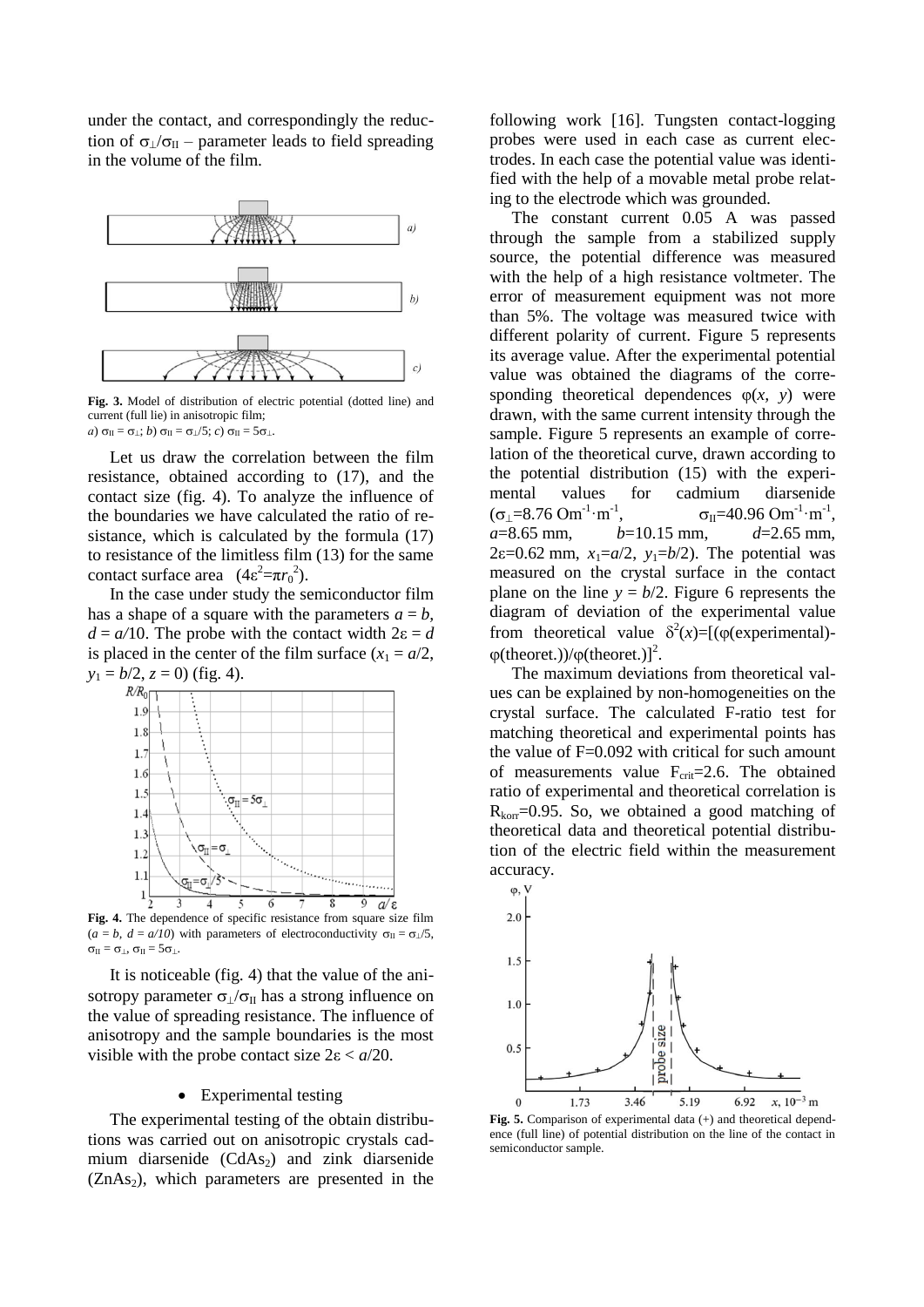under the contact, and correspondingly the reduction of $\sigma_\perp/\sigma_{II}$ – parameter leads to field spreading in the volume of the film.

**Fig. 3.** Model of distribution of electric potential (dotted line) and current (full lie) in anisotropic film;
*a*) $\sigma_{II} = \sigma_\perp$; *b*) $\sigma_{II} = \sigma_\perp/5$; *c*) $\sigma_{II} = 5\sigma_\perp$.

Let us draw the correlation between the film resistance, obtained according to (17), and the contact size (fig. 4). To analyze the influence of the boundaries we have calculated the ratio of resistance, which is calculated by the formula (17) to resistance of the limitless film (13) for the same contact surface area $(4\varepsilon^2 = \pi r_0^2)$.

In the case under study the semiconductor film has a shape of a square with the parameters $a = b$, $d = a/10$. The probe with the contact width $2\varepsilon = d$ is placed in the center of the film surface ($x_1 = a/2$, $y_1 = b/2$, $z = 0$) (fig. 4).

**Fig. 4.** The dependence of specific resistance from square size film ($a = b$, $d = a/10$) with parameters of electroconductivity $\sigma_{II} = \sigma_\perp/5$, $\sigma_{II} = \sigma_\perp$, $\sigma_{II} = 5\sigma_\perp$.

It is noticeable (fig. 4) that the value of the anisotropy parameter $\sigma_\perp/\sigma_{II}$ has a strong influence on the value of spreading resistance. The influence of anisotropy and the sample boundaries is the most visible with the probe contact size $2\varepsilon < a/20$.

- Experimental testing

The experimental testing of the obtain distributions was carried out on anisotropic crystals cadmium diarsenide ($CdAs_2$) and zink diarsenide ($ZnAs_2$), which parameters are presented in the following work [16]. Tungsten contact-logging probes were used in each case as current electrodes. In each case the potential value was identified with the help of a movable metal probe relating to the electrode which was grounded.

The constant current 0.05 A was passed through the sample from a stabilized supply source, the potential difference was measured with the help of a high resistance voltmeter. The error of measurement equipment was not more than 5%. The voltage was measured twice with different polarity of current. Figure 5 represents its average value. After the experimental potential value was obtained the diagrams of the corresponding theoretical dependences $\varphi(x, y)$ were drawn, with the same current intensity through the sample. Figure 5 represents an example of correlation of the theoretical curve, drawn according to the potential distribution (15) with the experimental values for cadmium diarsenide ($\sigma_\perp$=8.76 $\mathrm{Om^{-1}\cdot m^{-1}}$, $\sigma_{II}$=40.96 $\mathrm{Om^{-1}\cdot m^{-1}}$, $a$=8.65 mm, $b$=10.15 mm, $d$=2.65 mm, $2\varepsilon$=0.62 mm, $x_1=a/2$, $y_1=b/2$). The potential was measured on the crystal surface in the contact plane on the line $y = b/2$. Figure 6 represents the diagram of deviation of the experimental value from theoretical value $\delta^2(x)=[(\varphi(\text{experimental})-\varphi(\text{theoret.}))/\varphi(\text{theoret.})]^2$.

The maximum deviations from theoretical values can be explained by non-homogeneities on the crystal surface. The calculated F-ratio test for matching theoretical and experimental points has the value of F=0.092 with critical for such amount of measurements value $F_{crit}$=2.6. The obtained ratio of experimental and theoretical correlation is $R_{korr}$=0.95. So, we obtained a good matching of theoretical data and theoretical potential distribution of the electric field within the measurement accuracy.

**Fig. 5.** Comparison of experimental data (+) and theoretical dependence (full line) of potential distribution on the line of the contact in semiconductor sample.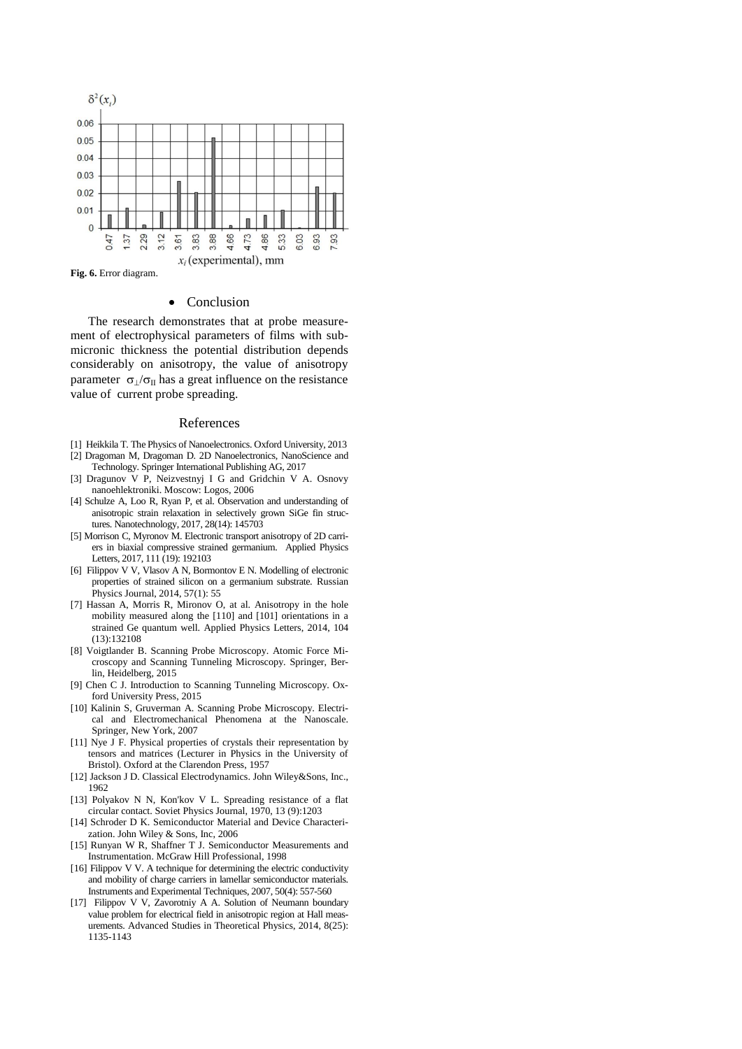$\delta^2(x_i)$

0.06
0.05
0.04
0.03
0.02
0.01
0

0.47 1.37 2.29 3.12 3.61 3.83 3.88 4.66 4.73 4.86 5.33 6.03 6.93 7.93

$x_i$ (experimental), mm

**Fig. 6.** Error diagram.

## Conclusion

The research demonstrates that at probe measurement of electrophysical parameters of films with submicronic thickness the potential distribution depends considerably on anisotropy, the value of anisotropy parameter $\sigma_{\perp}/\sigma_{II}$ has a great influence on the resistance value of current probe spreading.

## References

[1] Heikkila T. The Physics of Nanoelectronics. Oxford University, 2013

[2] Dragoman M, Dragoman D. 2D Nanoelectronics, NanoScience and Technology. Springer International Publishing AG, 2017

[3] Dragunov V P, Neizvestnyj I G and Gridchin V A. Osnovy nanoehlektroniki. Moscow: Logos, 2006

[4] Schulze A, Loo R, Ryan P, et al. Observation and understanding of anisotropic strain relaxation in selectively grown SiGe fin structures. Nanotechnology, 2017, 28(14): 145703

[5] Morrison C, Myronov M. Electronic transport anisotropy of 2D carriers in biaxial compressive strained germanium. Applied Physics Letters, 2017, 111 (19): 192103

[6] Filippov V V, Vlasov A N, Bormontov E N. Modelling of electronic properties of strained silicon on a germanium substrate. Russian Physics Journal, 2014, 57(1): 55

[7] Hassan A, Morris R, Mironov O, at al. Anisotropy in the hole mobility measured along the [110] and [101] orientations in a strained Ge quantum well. Applied Physics Letters, 2014, 104 (13):132108

[8] Voigtlander B. Scanning Probe Microscopy. Atomic Force Microscopy and Scanning Tunneling Microscopy. Springer, Berlin, Heidelberg, 2015

[9] Chen C J. Introduction to Scanning Tunneling Microscopy. Oxford University Press, 2015

[10] Kalinin S, Gruverman A. Scanning Probe Microscopy. Electrical and Electromechanical Phenomena at the Nanoscale. Springer, New York, 2007

[11] Nye J F. Physical properties of crystals their representation by tensors and matrices (Lecturer in Physics in the University of Bristol). Oxford at the Clarendon Press, 1957

[12] Jackson J D. Classical Electrodynamics. John Wiley&Sons, Inc., 1962

[13] Polyakov N N, Kon'kov V L. Spreading resistance of a flat circular contact. Soviet Physics Journal, 1970, 13 (9):1203

[14] Schroder D K. Semiconductor Material and Device Characterization. John Wiley & Sons, Inc, 2006

[15] Runyan W R, Shaffner T J. Semiconductor Measurements and Instrumentation. McGraw Hill Professional, 1998

[16] Filippov V V. A technique for determining the electric conductivity and mobility of charge carriers in lamellar semiconductor materials. Instruments and Experimental Techniques, 2007, 50(4): 557-560

[17] Filippov V V, Zavorotniy A A. Solution of Neumann boundary value problem for electrical field in anisotropic region at Hall measurements. Advanced Studies in Theoretical Physics, 2014, 8(25): 1135-1143